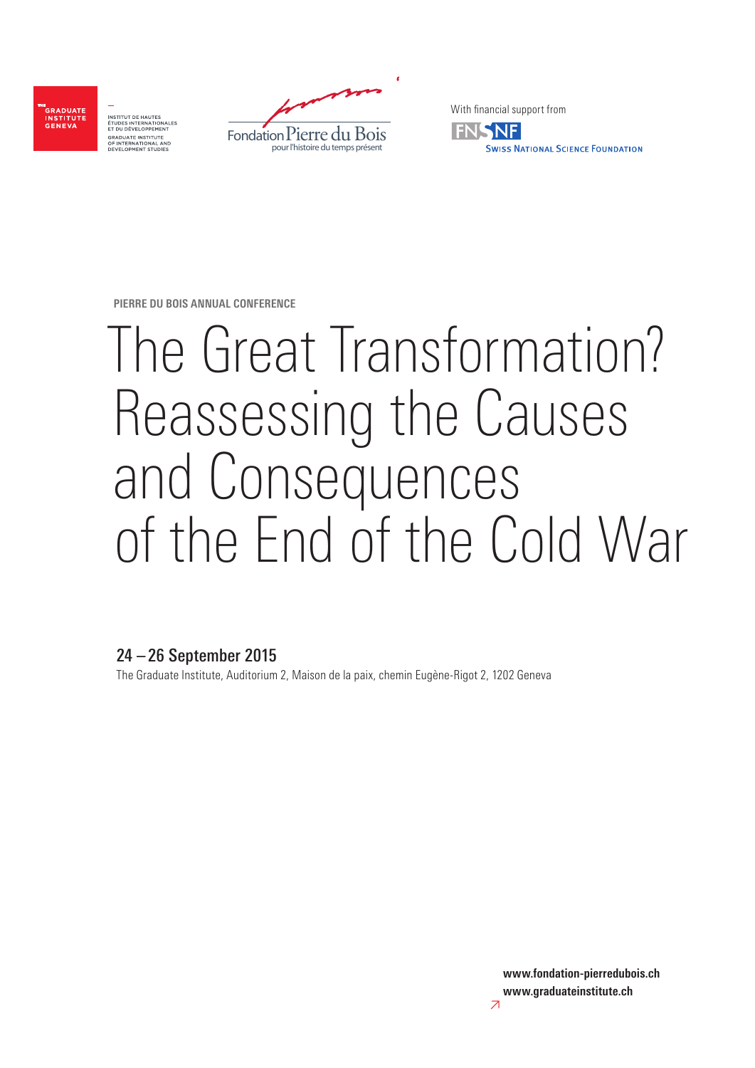THE GRADUATE INSTITUTE GENEVA

INSTITUT DE HAUTES ÉTUDES INTERNATIONALES ET DU DÉVELOPPEMENT
GRADUATE INSTITUTE OF INTERNATIONAL AND DEVELOPMENT STUDIES

Fondation Pierre du Bois
pour l'histoire du temps présent

With financial support from

FNSNF
Swiss National Science Foundation

PIERRE DU BOIS ANNUAL CONFERENCE

# The Great Transformation? Reassessing the Causes and Consequences of the End of the Cold War

## 24 – 26 September 2015

The Graduate Institute, Auditorium 2, Maison de la paix, chemin Eugène-Rigot 2, 1202 Geneva

**www.fondation-pierredubois.ch**
**www.graduateinstitute.ch**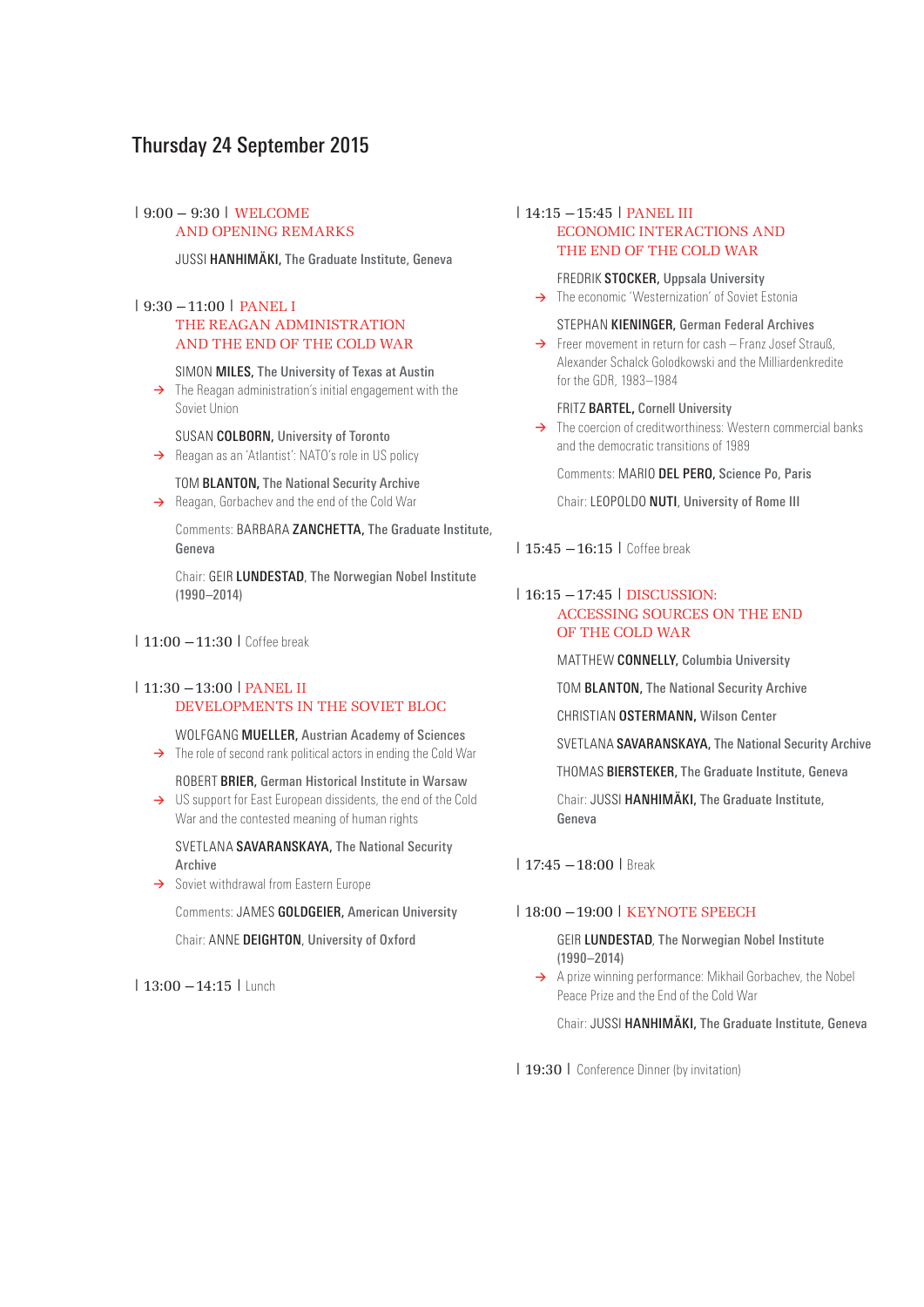## Thursday 24 September 2015

| 9:00 – 9:30 | **WELCOME AND OPENING REMARKS**

JUSSI **HANHIMÄKI,** The Graduate Institute, Geneva

| 9:30 – 11:00 | **PANEL I
THE REAGAN ADMINISTRATION AND THE END OF THE COLD WAR**

SIMON **MILES,** The University of Texas at Austin
→ The Reagan administration's initial engagement with the Soviet Union

SUSAN **COLBORN,** University of Toronto
→ Reagan as an 'Atlantist': NATO's role in US policy

TOM **BLANTON,** The National Security Archive
→ Reagan, Gorbachev and the end of the Cold War

Comments: BARBARA **ZANCHETTA,** The Graduate Institute, Geneva

Chair: GEIR **LUNDESTAD**, The Norwegian Nobel Institute (1990–2014)

| 11:00 – 11:30 | Coffee break

| 11:30 – 13:00 | **PANEL II
DEVELOPMENTS IN THE SOVIET BLOC**

WOLFGANG **MUELLER,** Austrian Academy of Sciences
→ The role of second rank political actors in ending the Cold War

ROBERT **BRIER,** German Historical Institute in Warsaw
→ US support for East European dissidents, the end of the Cold War and the contested meaning of human rights

SVETLANA **SAVARANSKAYA,** The National Security Archive
→ Soviet withdrawal from Eastern Europe

Comments: JAMES **GOLDGEIER,** American University

Chair: ANNE **DEIGHTON**, University of Oxford

| 13:00 – 14:15 | Lunch

| 14:15 – 15:45 | **PANEL III
ECONOMIC INTERACTIONS AND THE END OF THE COLD WAR**

FREDRIK **STOCKER,** Uppsala University
→ The economic 'Westernization' of Soviet Estonia

STEPHAN **KIENINGER,** German Federal Archives
→ Freer movement in return for cash – Franz Josef Strauß, Alexander Schalck Golodkowski and the Milliardenkredite for the GDR, 1983–1984

FRITZ **BARTEL,** Cornell University
→ The coercion of creditworthiness: Western commercial banks and the democratic transitions of 1989

Comments: MARIO **DEL PERO,** Science Po, Paris

Chair: LEOPOLDO **NUTI**, University of Rome III

| 15:45 – 16:15 | Coffee break

| 16:15 – 17:45 | **DISCUSSION:
ACCESSING SOURCES ON THE END OF THE COLD WAR**

MATTHEW **CONNELLY,** Columbia University

TOM **BLANTON,** The National Security Archive

CHRISTIAN **OSTERMANN,** Wilson Center

SVETLANA **SAVARANSKAYA,** The National Security Archive

THOMAS **BIERSTEKER,** The Graduate Institute, Geneva

Chair: JUSSI **HANHIMÄKI,** The Graduate Institute, Geneva

| 17:45 – 18:00 | Break

| 18:00 – 19:00 | **KEYNOTE SPEECH**

GEIR **LUNDESTAD**, The Norwegian Nobel Institute (1990–2014)
→ A prize winning performance: Mikhail Gorbachev, the Nobel Peace Prize and the End of the Cold War

Chair: JUSSI **HANHIMÄKI,** The Graduate Institute, Geneva

| 19:30 | Conference Dinner (by invitation)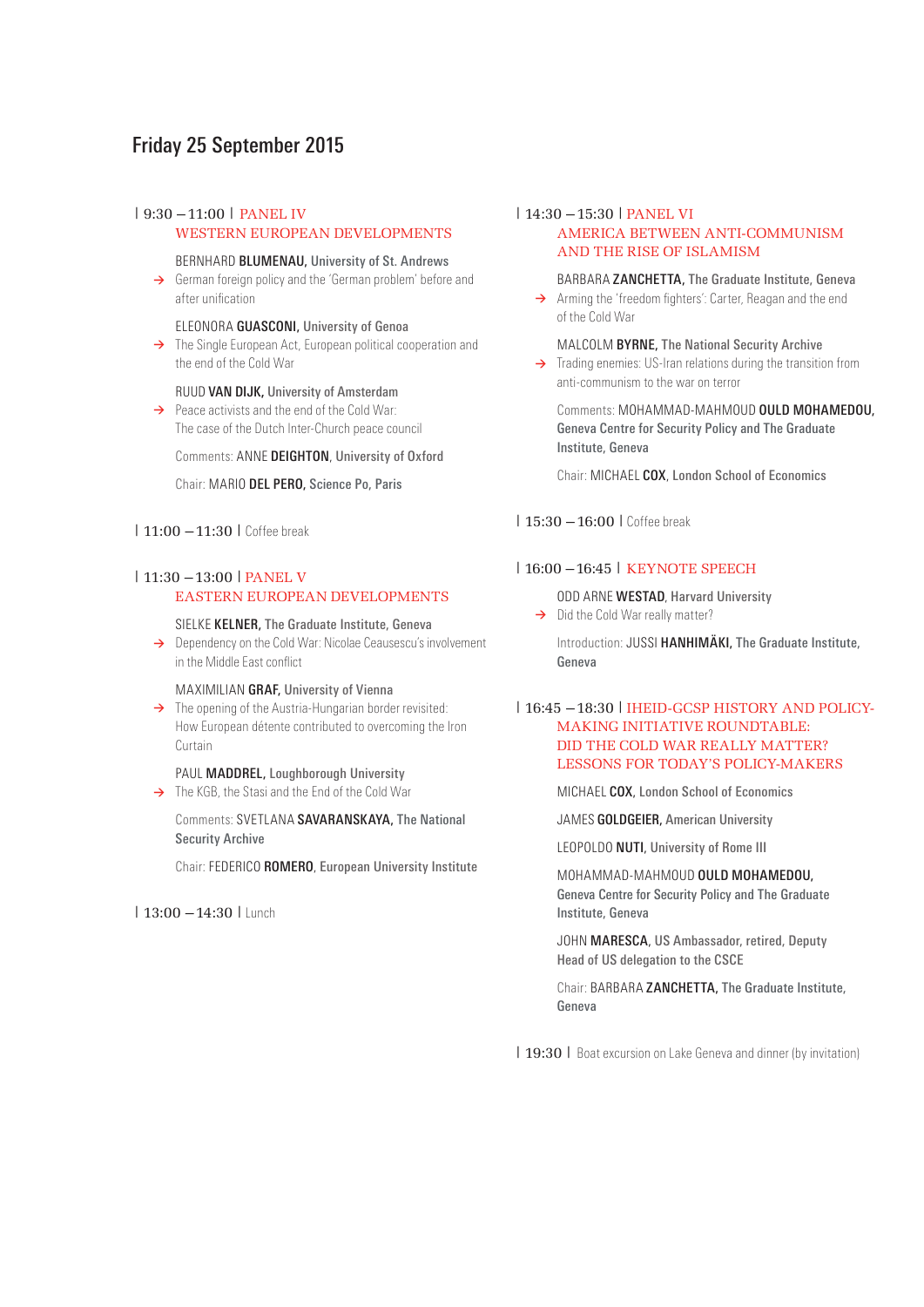# Friday 25 September 2015

| 9:30 – 11:00 | PANEL IV
**WESTERN EUROPEAN DEVELOPMENTS**

BERNHARD **BLUMENAU,** University of St. Andrews
→ German foreign policy and the 'German problem' before and after unification

ELEONORA **GUASCONI,** University of Genoa
→ The Single European Act, European political cooperation and the end of the Cold War

RUUD **VAN DIJK,** University of Amsterdam
→ Peace activists and the end of the Cold War: The case of the Dutch Inter-Church peace council

Comments: ANNE **DEIGHTON**, University of Oxford

Chair: MARIO **DEL PERO,** Science Po, Paris

| 11:00 – 11:30 | Coffee break

| 11:30 – 13:00 | PANEL V
**EASTERN EUROPEAN DEVELOPMENTS**

SIELKE **KELNER,** The Graduate Institute, Geneva
→ Dependency on the Cold War: Nicolae Ceausescu's involvement in the Middle East conflict

MAXIMILIAN **GRAF,** University of Vienna
→ The opening of the Austria-Hungarian border revisited: How European détente contributed to overcoming the Iron Curtain

PAUL **MADDREL,** Loughborough University
→ The KGB, the Stasi and the End of the Cold War

Comments: SVETLANA **SAVARANSKAYA,** The National Security Archive

Chair: FEDERICO **ROMERO,** European University Institute

| 13:00 – 14:30 | Lunch

| 14:30 – 15:30 | PANEL VI
**AMERICA BETWEEN ANTI-COMMUNISM AND THE RISE OF ISLAMISM**

BARBARA **ZANCHETTA,** The Graduate Institute, Geneva
→ Arming the 'freedom fighters': Carter, Reagan and the end of the Cold War

MALCOLM **BYRNE,** The National Security Archive
→ Trading enemies: US-Iran relations during the transition from anti-communism to the war on terror

Comments: MOHAMMAD-MAHMOUD **OULD MOHAMEDOU,** Geneva Centre for Security Policy and The Graduate Institute, Geneva

Chair: MICHAEL **COX**, London School of Economics

| 15:30 – 16:00 | Coffee break

| 16:00 – 16:45 | KEYNOTE SPEECH

ODD ARNE **WESTAD**, Harvard University
→ Did the Cold War really matter?

Introduction: JUSSI **HANHIMÄKI,** The Graduate Institute, Geneva

| 16:45 – 18:30 | IHEID-GCSP HISTORY AND POLICY-MAKING INITIATIVE ROUNDTABLE:
**DID THE COLD WAR REALLY MATTER? LESSONS FOR TODAY'S POLICY-MAKERS**

MICHAEL **COX**, London School of Economics

JAMES **GOLDGEIER,** American University

LEOPOLDO **NUTI**, University of Rome III

MOHAMMAD-MAHMOUD **OULD MOHAMEDOU,** Geneva Centre for Security Policy and The Graduate Institute, Geneva

JOHN **MARESCA,** US Ambassador, retired, Deputy Head of US delegation to the CSCE

Chair: BARBARA **ZANCHETTA,** The Graduate Institute, Geneva

| 19:30 | Boat excursion on Lake Geneva and dinner (by invitation)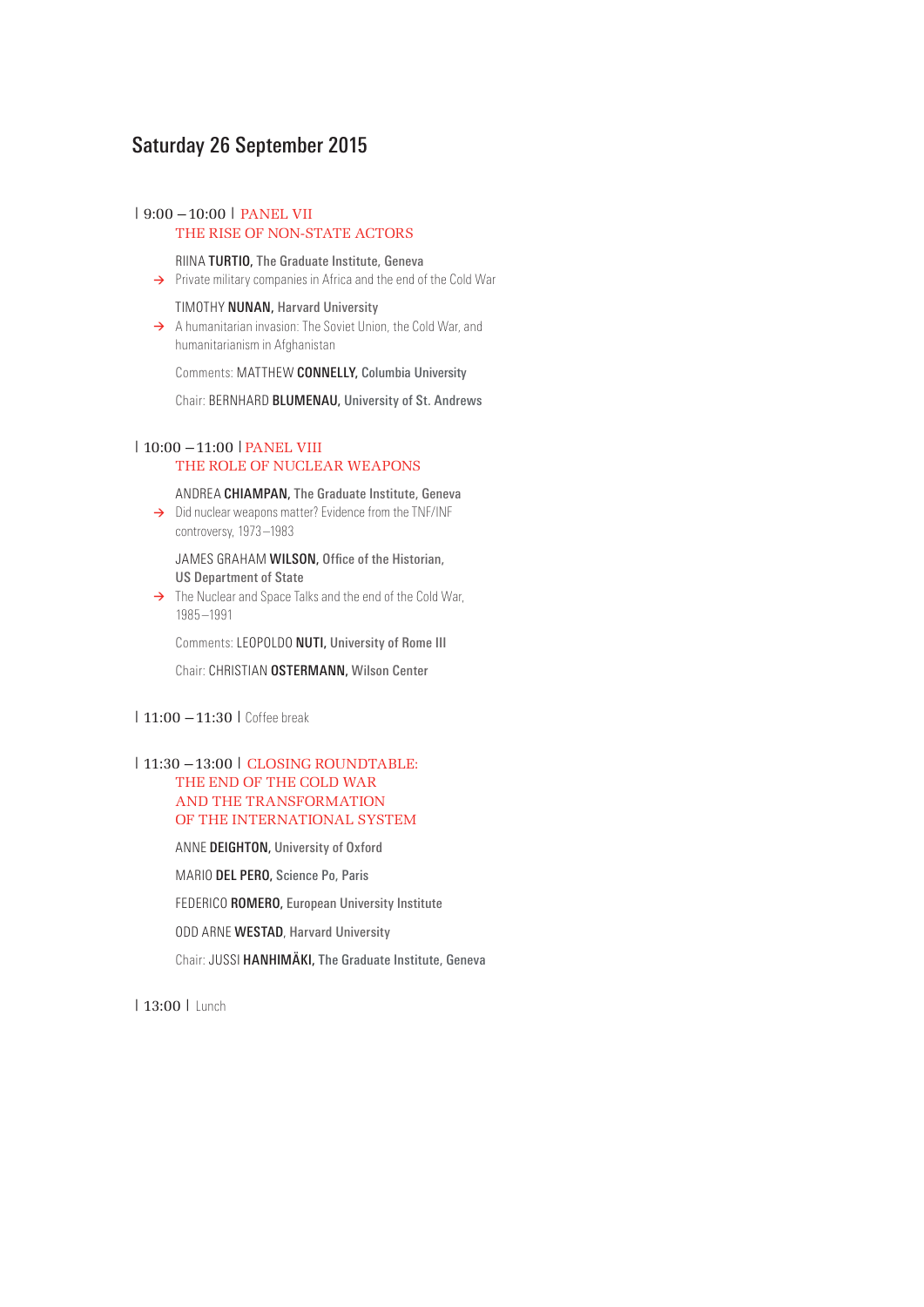## Saturday 26 September 2015

| 9:00 – 10:00 | PANEL VII
THE RISE OF NON-STATE ACTORS

RIINA **TURTIO,** The Graduate Institute, Geneva

→ Private military companies in Africa and the end of the Cold War

TIMOTHY **NUNAN,** Harvard University

→ A humanitarian invasion: The Soviet Union, the Cold War, and humanitarianism in Afghanistan

Comments: MATTHEW **CONNELLY,** Columbia University

Chair: BERNHARD **BLUMENAU,** University of St. Andrews

| 10:00 – 11:00 | PANEL VIII
THE ROLE OF NUCLEAR WEAPONS

ANDREA **CHIAMPAN,** The Graduate Institute, Geneva

→ Did nuclear weapons matter? Evidence from the TNF/INF controversy, 1973 – 1983

JAMES GRAHAM **WILSON,** Office of the Historian, US Department of State

→ The Nuclear and Space Talks and the end of the Cold War, 1985 – 1991

Comments: LEOPOLDO **NUTI,** University of Rome III

Chair: CHRISTIAN **OSTERMANN,** Wilson Center

| 11:00 – 11:30 | Coffee break

| 11:30 – 13:00 | CLOSING ROUNDTABLE:
THE END OF THE COLD WAR AND THE TRANSFORMATION OF THE INTERNATIONAL SYSTEM

ANNE **DEIGHTON,** University of Oxford

MARIO **DEL PERO,** Science Po, Paris

FEDERICO **ROMERO,** European University Institute

ODD ARNE **WESTAD**, Harvard University

Chair: JUSSI **HANHIMÄKI,** The Graduate Institute, Geneva

| 13:00 | Lunch